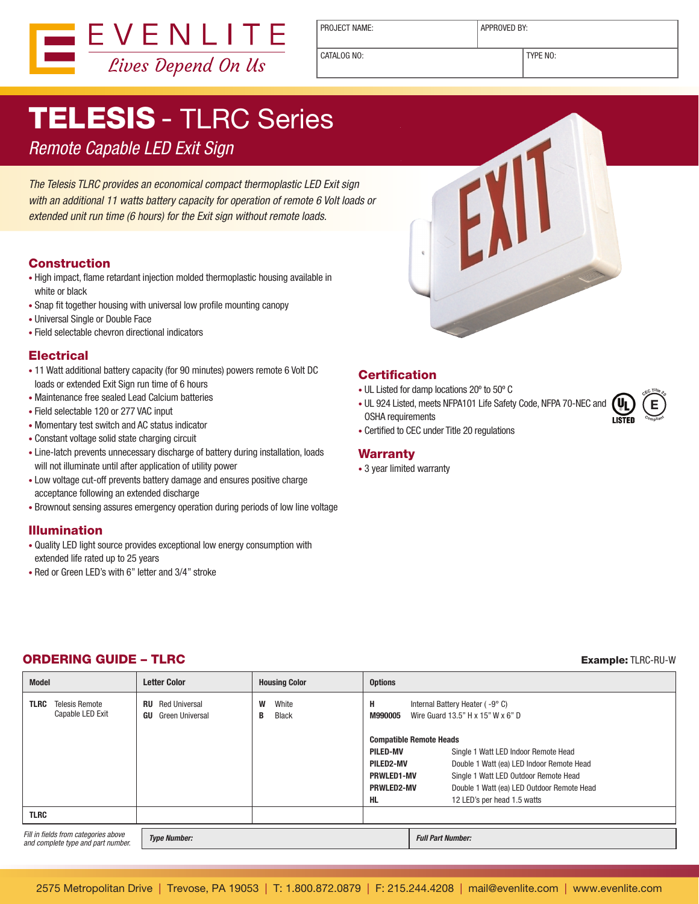EVENLITE

*Lives Depend On Us*

| PROJECT NAME: | APPROVED BY: |
|---|---|
| CATALOG NO: | TYPE NO: |

# TELESIS - TLRC Series

*Remote Capable LED Exit Sign*

*The Telesis TLRC provides an economical compact thermoplastic LED Exit sign with an additional 11 watts battery capacity for operation of remote 6 Volt loads or extended unit run time (6 hours) for the Exit sign without remote loads.*

## Construction

- High impact, flame retardant injection molded thermoplastic housing available in white or black
- Snap fit together housing with universal low profile mounting canopy
- Universal Single or Double Face
- Field selectable chevron directional indicators

## Electrical

- 11 Watt additional battery capacity (for 90 minutes) powers remote 6 Volt DC loads or extended Exit Sign run time of 6 hours
- Maintenance free sealed Lead Calcium batteries
- Field selectable 120 or 277 VAC input
- Momentary test switch and AC status indicator
- Constant voltage solid state charging circuit
- Line-latch prevents unnecessary discharge of battery during installation, loads will not illuminate until after application of utility power
- Low voltage cut-off prevents battery damage and ensures positive charge acceptance following an extended discharge
- Brownout sensing assures emergency operation during periods of low line voltage

## Illumination

- Quality LED light source provides exceptional low energy consumption with extended life rated up to 25 years
- Red or Green LED's with 6" letter and 3/4" stroke

## Certification

- UL Listed for damp locations 20º to 50º C
- UL 924 Listed, meets NFPA101 Life Safety Code, NFPA 70-NEC and OSHA requirements
- Certified to CEC under Title 20 regulations

## Warranty

- 3 year limited warranty

## ORDERING GUIDE – TLRC

**Example:** TLRC-RU-W

| Model | Letter Color | Housing Color | Options |
|---|---|---|---|
| **TLRC** Telesis Remote Capable LED Exit | **RU** Red Universal<br>**GU** Green Universal | **W** White<br>**B** Black | **H** Internal Battery Heater ( -9° C)<br>**M990005** Wire Guard 13.5" H x 15" W x 6" D<br><br>**Compatible Remote Heads**<br>**PILED-MV** Single 1 Watt LED Indoor Remote Head<br>**PILED2-MV** Double 1 Watt (ea) LED Indoor Remote Head<br>**PRWLED1-MV** Single 1 Watt LED Outdoor Remote Head<br>**PRWLED2-MV** Double 1 Watt (ea) LED Outdoor Remote Head<br>**HL** 12 LED's per head 1.5 watts |
| **TLRC** | | | |

*Fill in fields from categories above and complete type and part number.*

| ***Type Number:*** | ***Full Part Number:*** |
|---|---|

2575 Metropolitan Drive | Trevose, PA 19053 | T: 1.800.872.0879 | F: 215.244.4208 | mail@evenlite.com | www.evenlite.com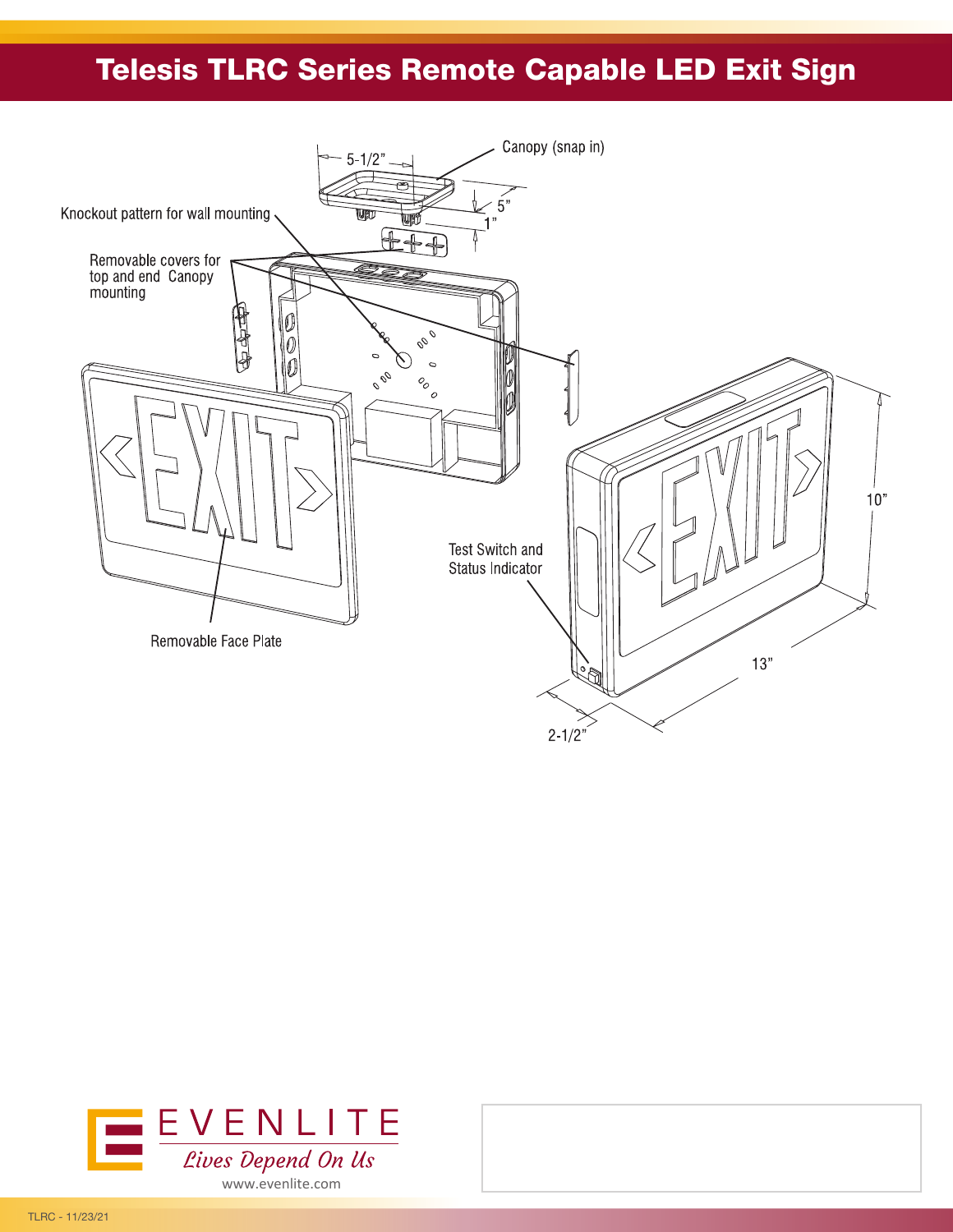# Telesis TLRC Series Remote Capable LED Exit Sign

5-1/2"

Canopy (snap in)

5"

1"

Knockout pattern for wall mounting

Removable covers for top and end Canopy mounting

Removable Face Plate

Test Switch and Status Indicator

10"

13"

2-1/2"

EVENLITE

*Lives Depend On Us*

www.evenlite.com